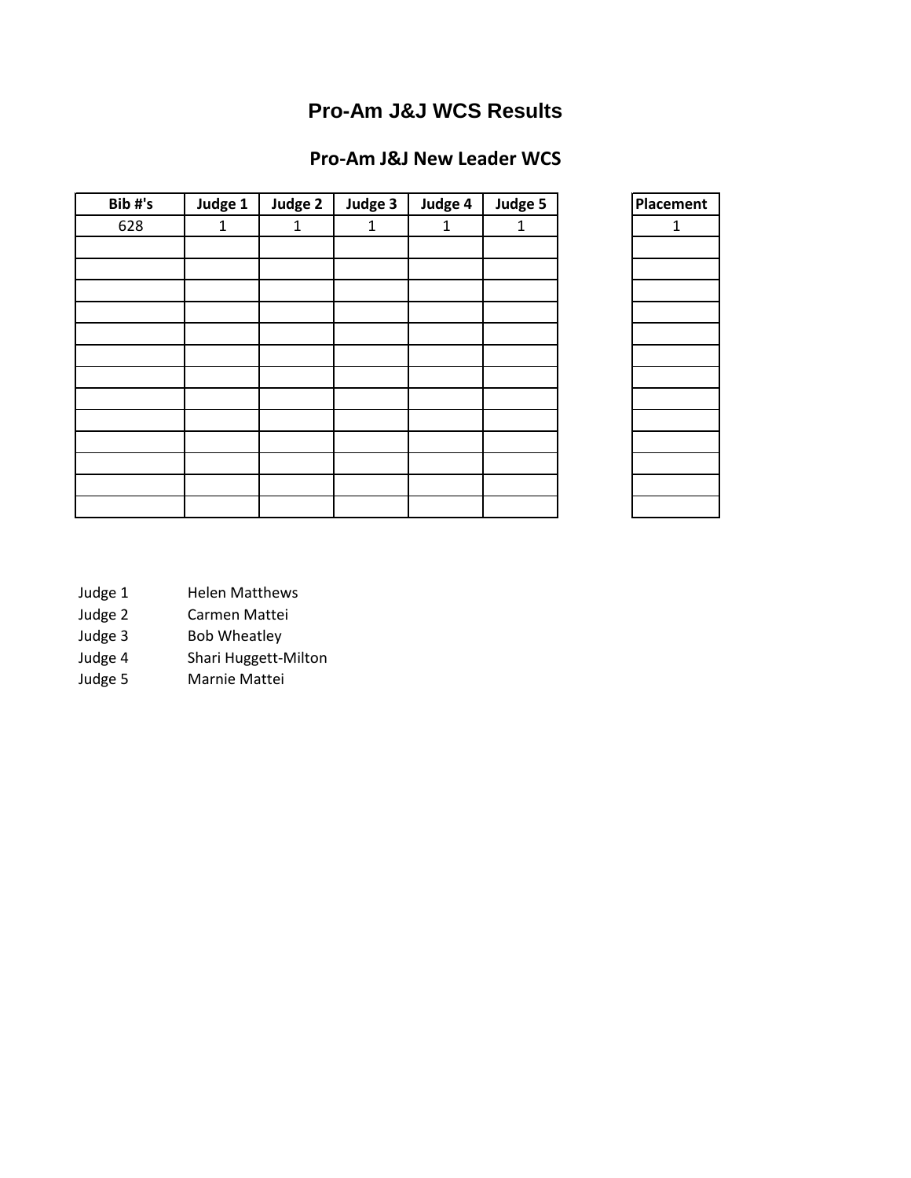# Pro-Am J&J WCS Results

## Pro-Am J&J New Leader WCS

| Bib #'s | Judge 1 | Judge 2 | Judge 3 | Judge 4 | Judge 5 | | Placement |
|---|---|---|---|---|---|---|---|
| 628 | 1 | 1 | 1 | 1 | 1 | | 1 |

Judge 1 Helen Matthews
Judge 2 Carmen Mattei
Judge 3 Bob Wheatley
Judge 4 Shari Huggett-Milton
Judge 5 Marnie Mattei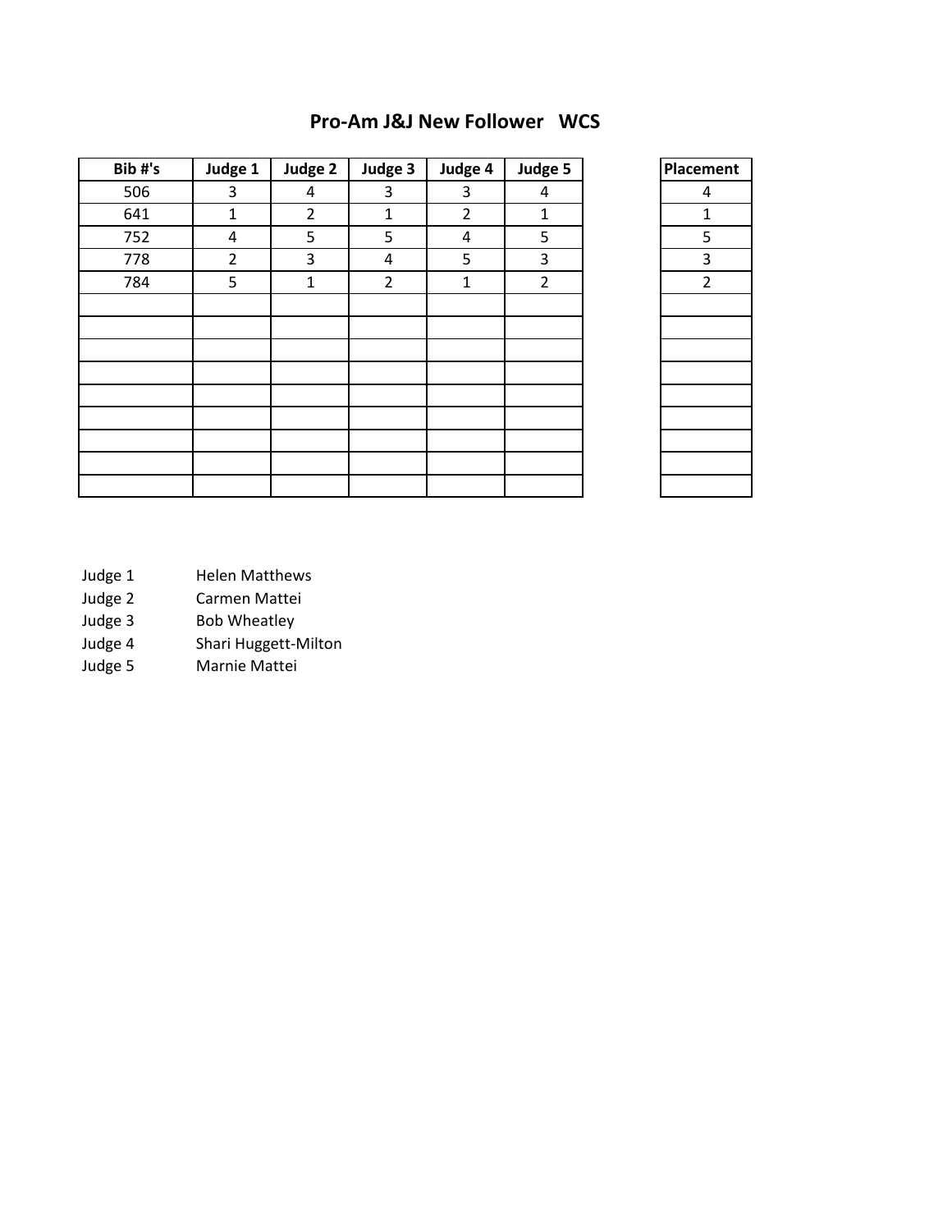# Pro-Am J&J New Follower   WCS

| Bib #'s | Judge 1 | Judge 2 | Judge 3 | Judge 4 | Judge 5 | Placement |
|---|---|---|---|---|---|---|
| 506 | 3 | 4 | 3 | 3 | 4 | 4 |
| 641 | 1 | 2 | 1 | 2 | 1 | 1 |
| 752 | 4 | 5 | 5 | 4 | 5 | 5 |
| 778 | 2 | 3 | 4 | 5 | 3 | 3 |
| 784 | 5 | 1 | 2 | 1 | 2 | 2 |

| | |
|---|---|
| Judge 1 | Helen Matthews |
| Judge 2 | Carmen Mattei |
| Judge 3 | Bob Wheatley |
| Judge 4 | Shari Huggett-Milton |
| Judge 5 | Marnie Mattei |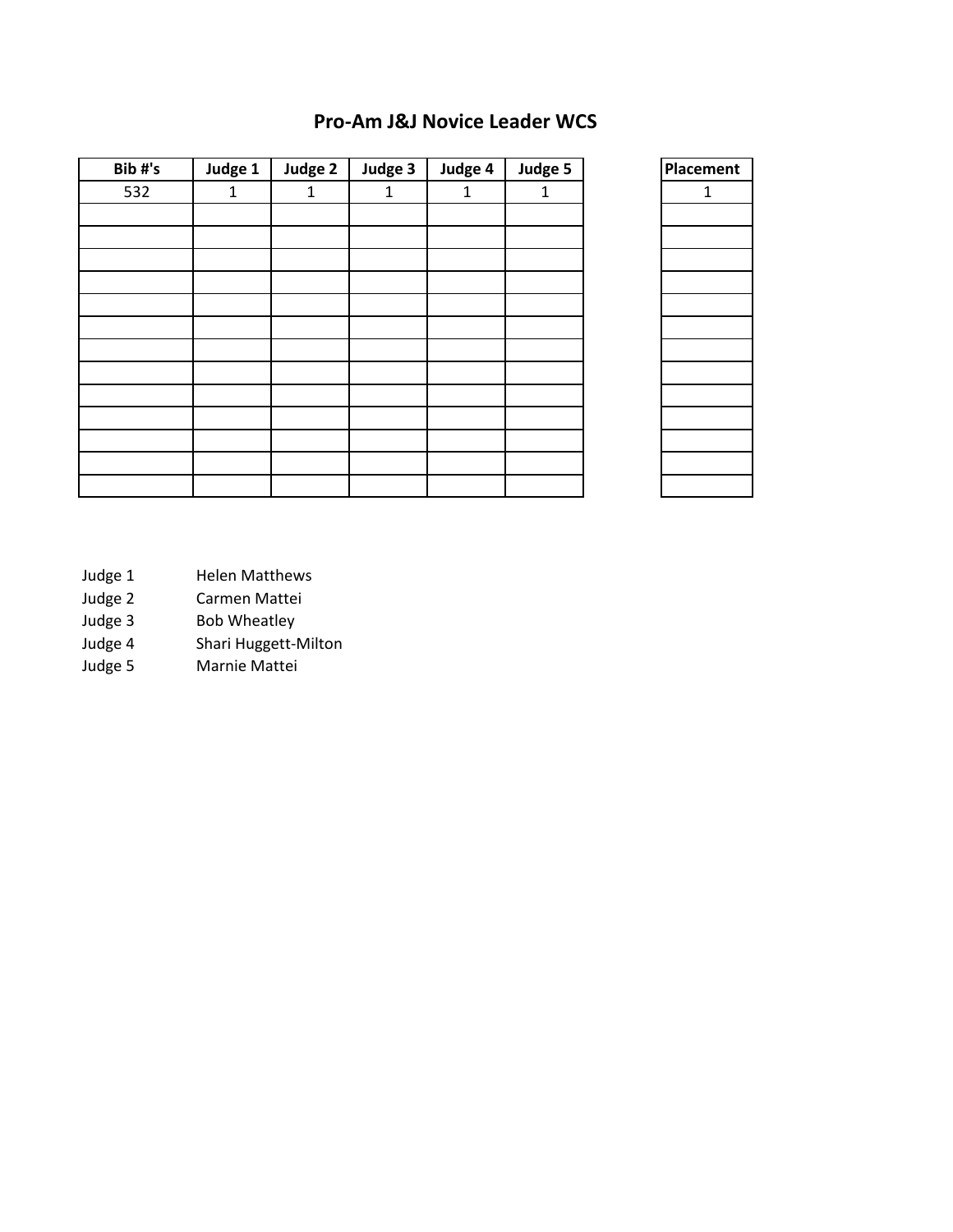# Pro-Am J&J Novice Leader WCS

| Bib #'s | Judge 1 | Judge 2 | Judge 3 | Judge 4 | Judge 5 | | Placement |
|---|---|---|---|---|---|---|---|
| 532 | 1 | 1 | 1 | 1 | 1 | | 1 |
| | | | | | | | |
| | | | | | | | |
| | | | | | | | |
| | | | | | | | |
| | | | | | | | |
| | | | | | | | |
| | | | | | | | |
| | | | | | | | |
| | | | | | | | |
| | | | | | | | |
| | | | | | | | |
| | | | | | | | |
| | | | | | | | |

| | |
|---|---|
| Judge 1 | Helen Matthews |
| Judge 2 | Carmen Mattei |
| Judge 3 | Bob Wheatley |
| Judge 4 | Shari Huggett-Milton |
| Judge 5 | Marnie Mattei |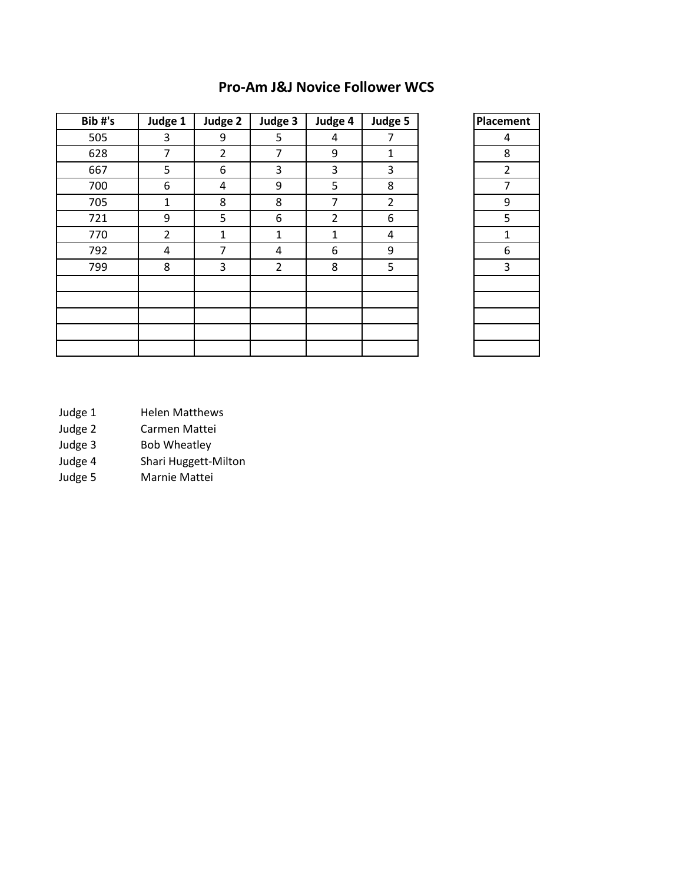# Pro-Am J&J Novice Follower WCS

| Bib #'s | Judge 1 | Judge 2 | Judge 3 | Judge 4 | Judge 5 | | Placement |
|---|---|---|---|---|---|---|---|
| 505 | 3 | 9 | 5 | 4 | 7 | | 4 |
| 628 | 7 | 2 | 7 | 9 | 1 | | 8 |
| 667 | 5 | 6 | 3 | 3 | 3 | | 2 |
| 700 | 6 | 4 | 9 | 5 | 8 | | 7 |
| 705 | 1 | 8 | 8 | 7 | 2 | | 9 |
| 721 | 9 | 5 | 6 | 2 | 6 | | 5 |
| 770 | 2 | 1 | 1 | 1 | 4 | | 1 |
| 792 | 4 | 7 | 4 | 6 | 9 | | 6 |
| 799 | 8 | 3 | 2 | 8 | 5 | | 3 |
| | | | | | | | |
| | | | | | | | |
| | | | | | | | |
| | | | | | | | |
| | | | | | | | |

Judge 1 Helen Matthews
Judge 2 Carmen Mattei
Judge 3 Bob Wheatley
Judge 4 Shari Huggett-Milton
Judge 5 Marnie Mattei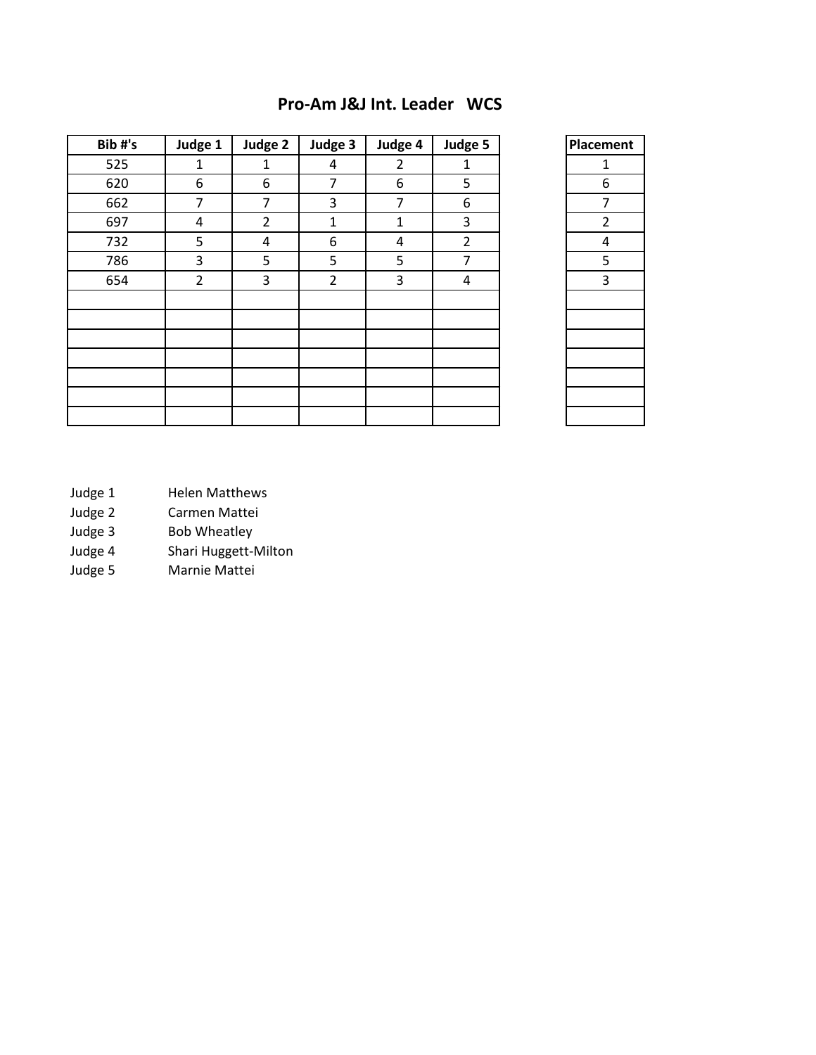# Pro-Am J&J Int. Leader   WCS

| Bib #'s | Judge 1 | Judge 2 | Judge 3 | Judge 4 | Judge 5 | | Placement |
|---|---|---|---|---|---|---|---|
| 525 | 1 | 1 | 4 | 2 | 1 | | 1 |
| 620 | 6 | 6 | 7 | 6 | 5 | | 6 |
| 662 | 7 | 7 | 3 | 7 | 6 | | 7 |
| 697 | 4 | 2 | 1 | 1 | 3 | | 2 |
| 732 | 5 | 4 | 6 | 4 | 2 | | 4 |
| 786 | 3 | 5 | 5 | 5 | 7 | | 5 |
| 654 | 2 | 3 | 2 | 3 | 4 | | 3 |
| | | | | | | | |
| | | | | | | | |
| | | | | | | | |
| | | | | | | | |
| | | | | | | | |
| | | | | | | | |
| | | | | | | | |

Judge 1 Helen Matthews
Judge 2 Carmen Mattei
Judge 3 Bob Wheatley
Judge 4 Shari Huggett-Milton
Judge 5 Marnie Mattei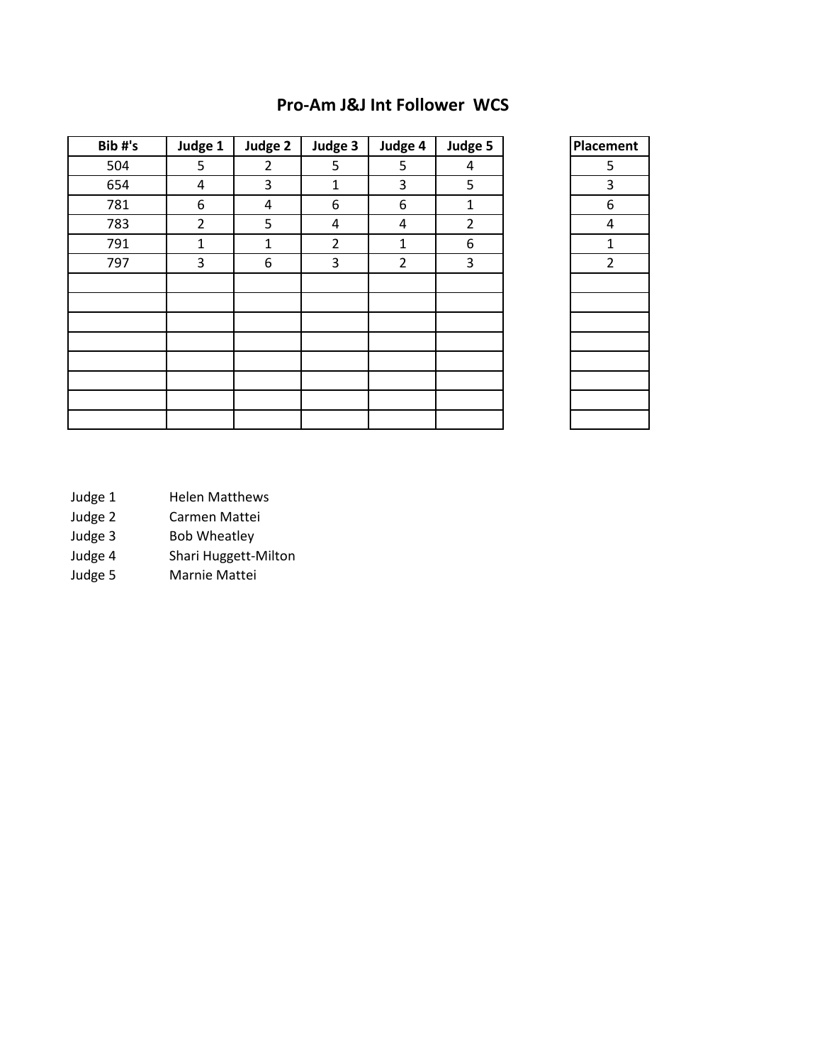# Pro-Am J&J Int Follower WCS

| Bib #'s | Judge 1 | Judge 2 | Judge 3 | Judge 4 | Judge 5 | | Placement |
|---|---|---|---|---|---|---|---|
| 504 | 5 | 2 | 5 | 5 | 4 | | 5 |
| 654 | 4 | 3 | 1 | 3 | 5 | | 3 |
| 781 | 6 | 4 | 6 | 6 | 1 | | 6 |
| 783 | 2 | 5 | 4 | 4 | 2 | | 4 |
| 791 | 1 | 1 | 2 | 1 | 6 | | 1 |
| 797 | 3 | 6 | 3 | 2 | 3 | | 2 |

Judge 1 Helen Matthews
Judge 2 Carmen Mattei
Judge 3 Bob Wheatley
Judge 4 Shari Huggett-Milton
Judge 5 Marnie Mattei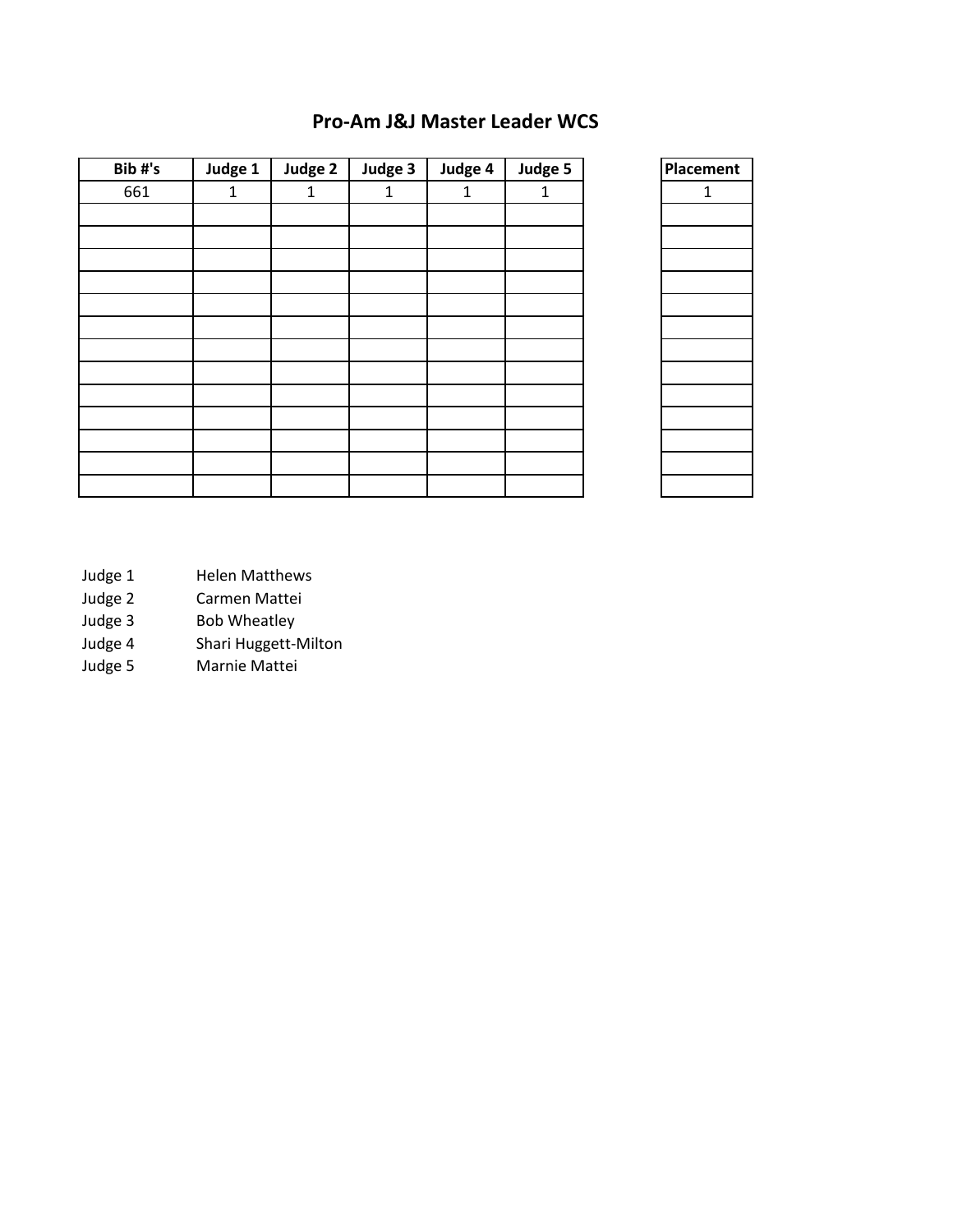# Pro-Am J&J Master Leader WCS

| Bib #'s | Judge 1 | Judge 2 | Judge 3 | Judge 4 | Judge 5 | | Placement |
|---|---|---|---|---|---|---|---|
| 661 | 1 | 1 | 1 | 1 | 1 | | 1 |
| | | | | | | | |
| | | | | | | | |
| | | | | | | | |
| | | | | | | | |
| | | | | | | | |
| | | | | | | | |
| | | | | | | | |
| | | | | | | | |
| | | | | | | | |
| | | | | | | | |
| | | | | | | | |
| | | | | | | | |
| | | | | | | | |

Judge 1 Helen Matthews
Judge 2 Carmen Mattei
Judge 3 Bob Wheatley
Judge 4 Shari Huggett-Milton
Judge 5 Marnie Mattei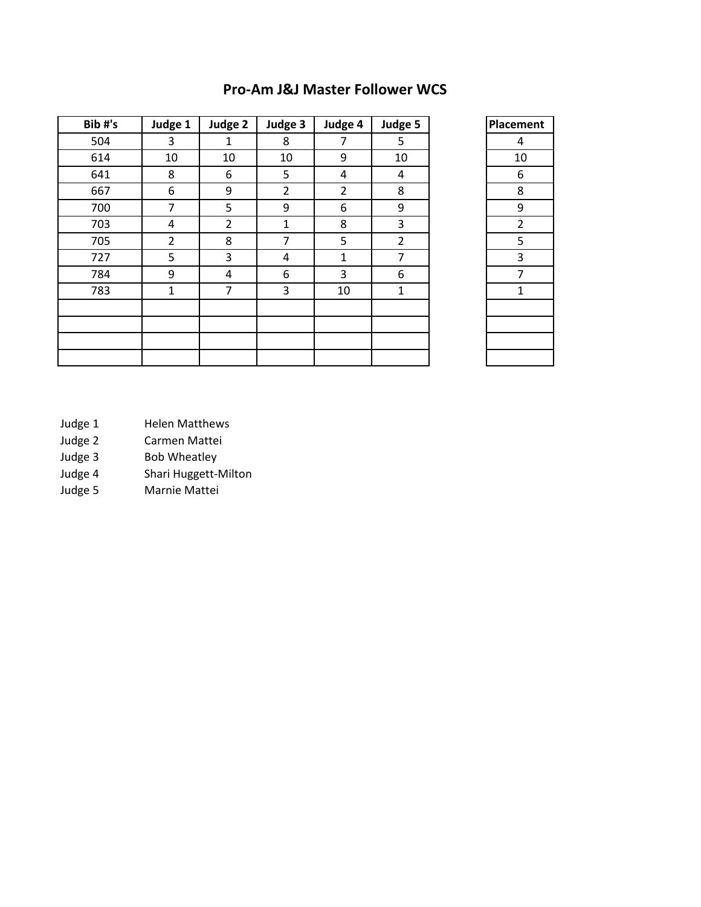# Pro-Am J&J Master Follower WCS

| Bib #'s | Judge 1 | Judge 2 | Judge 3 | Judge 4 | Judge 5 | | Placement |
|---|---|---|---|---|---|---|---|
| 504 | 3 | 1 | 8 | 7 | 5 | | 4 |
| 614 | 10 | 10 | 10 | 9 | 10 | | 10 |
| 641 | 8 | 6 | 5 | 4 | 4 | | 6 |
| 667 | 6 | 9 | 2 | 2 | 8 | | 8 |
| 700 | 7 | 5 | 9 | 6 | 9 | | 9 |
| 703 | 4 | 2 | 1 | 8 | 3 | | 2 |
| 705 | 2 | 8 | 7 | 5 | 2 | | 5 |
| 727 | 5 | 3 | 4 | 1 | 7 | | 3 |
| 784 | 9 | 4 | 6 | 3 | 6 | | 7 |
| 783 | 1 | 7 | 3 | 10 | 1 | | 1 |
| | | | | | | | |
| | | | | | | | |
| | | | | | | | |
| | | | | | | | |

Judge 1 Helen Matthews
Judge 2 Carmen Mattei
Judge 3 Bob Wheatley
Judge 4 Shari Huggett-Milton
Judge 5 Marnie Mattei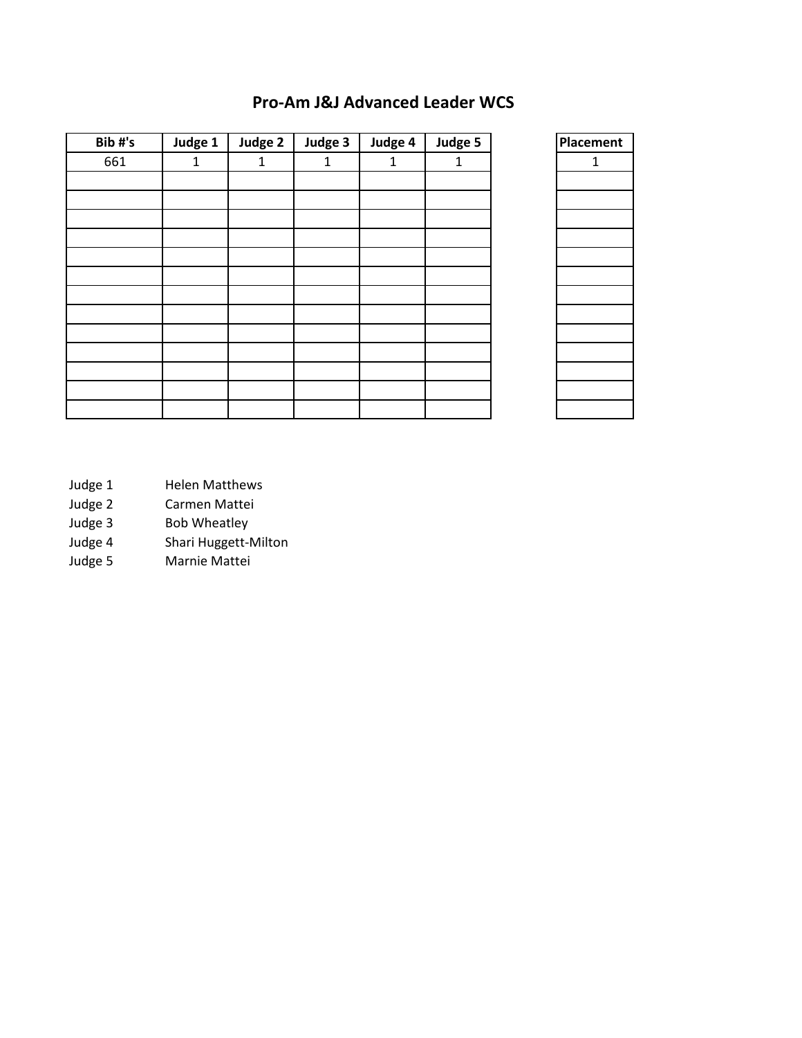# Pro-Am J&J Advanced Leader WCS

| Bib #'s | Judge 1 | Judge 2 | Judge 3 | Judge 4 | Judge 5 |
| --- | --- | --- | --- | --- | --- |
| 661 | 1 | 1 | 1 | 1 | 1 |

| Placement |
| --- |
| 1 |

Judge 1 Helen Matthews
Judge 2 Carmen Mattei
Judge 3 Bob Wheatley
Judge 4 Shari Huggett-Milton
Judge 5 Marnie Mattei